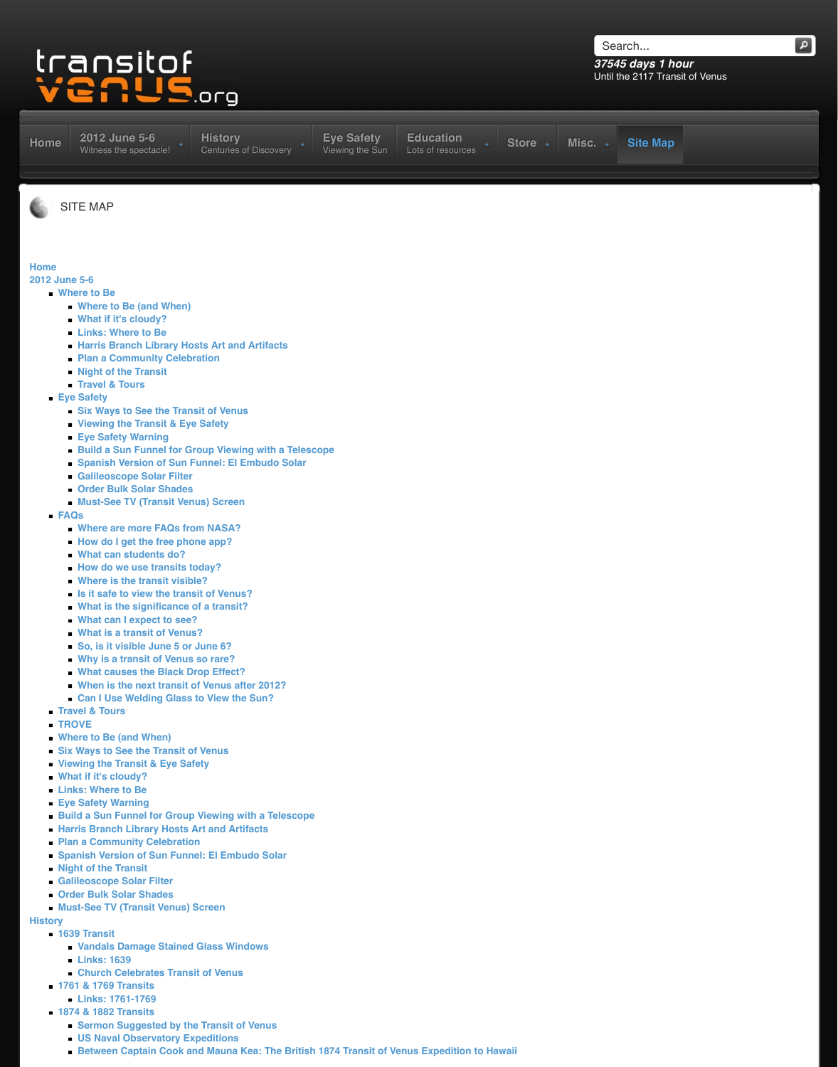transitof venus.org

Search...

*37545 days 1 hour*
Until the 2117 Transit of Venus

Home | 2012 June 5-6 Witness the spectacle! | History Centuries of Discovery | Eye Safety Viewing the Sun | Education Lots of resources | Store | Misc. | Site Map

# SITE MAP

- Home
- 2012 June 5-6
  - Where to Be
    - Where to Be (and When)
    - What if it's cloudy?
    - Links: Where to Be
    - Harris Branch Library Hosts Art and Artifacts
    - Plan a Community Celebration
    - Night of the Transit
    - Travel & Tours
  - Eye Safety
    - Six Ways to See the Transit of Venus
    - Viewing the Transit & Eye Safety
    - Eye Safety Warning
    - Build a Sun Funnel for Group Viewing with a Telescope
    - Spanish Version of Sun Funnel: El Embudo Solar
    - Galileoscope Solar Filter
    - Order Bulk Solar Shades
    - Must-See TV (Transit Venus) Screen
  - FAQs
    - Where are more FAQs from NASA?
    - How do I get the free phone app?
    - What can students do?
    - How do we use transits today?
    - Where is the transit visible?
    - Is it safe to view the transit of Venus?
    - What is the significance of a transit?
    - What can I expect to see?
    - What is a transit of Venus?
    - So, is it visible June 5 or June 6?
    - Why is a transit of Venus so rare?
    - What causes the Black Drop Effect?
    - When is the next transit of Venus after 2012?
    - Can I Use Welding Glass to View the Sun?
  - Travel & Tours
  - TROVE
  - Where to Be (and When)
  - Six Ways to See the Transit of Venus
  - Viewing the Transit & Eye Safety
  - What if it's cloudy?
  - Links: Where to Be
  - Eye Safety Warning
  - Build a Sun Funnel for Group Viewing with a Telescope
  - Harris Branch Library Hosts Art and Artifacts
  - Plan a Community Celebration
  - Spanish Version of Sun Funnel: El Embudo Solar
  - Night of the Transit
  - Galileoscope Solar Filter
  - Order Bulk Solar Shades
  - Must-See TV (Transit Venus) Screen
- History
  - 1639 Transit
    - Vandals Damage Stained Glass Windows
    - Links: 1639
    - Church Celebrates Transit of Venus
  - 1761 & 1769 Transits
    - Links: 1761-1769
  - 1874 & 1882 Transits
    - Sermon Suggested by the Transit of Venus
    - US Naval Observatory Expeditions
    - Between Captain Cook and Mauna Kea: The British 1874 Transit of Venus Expedition to Hawaii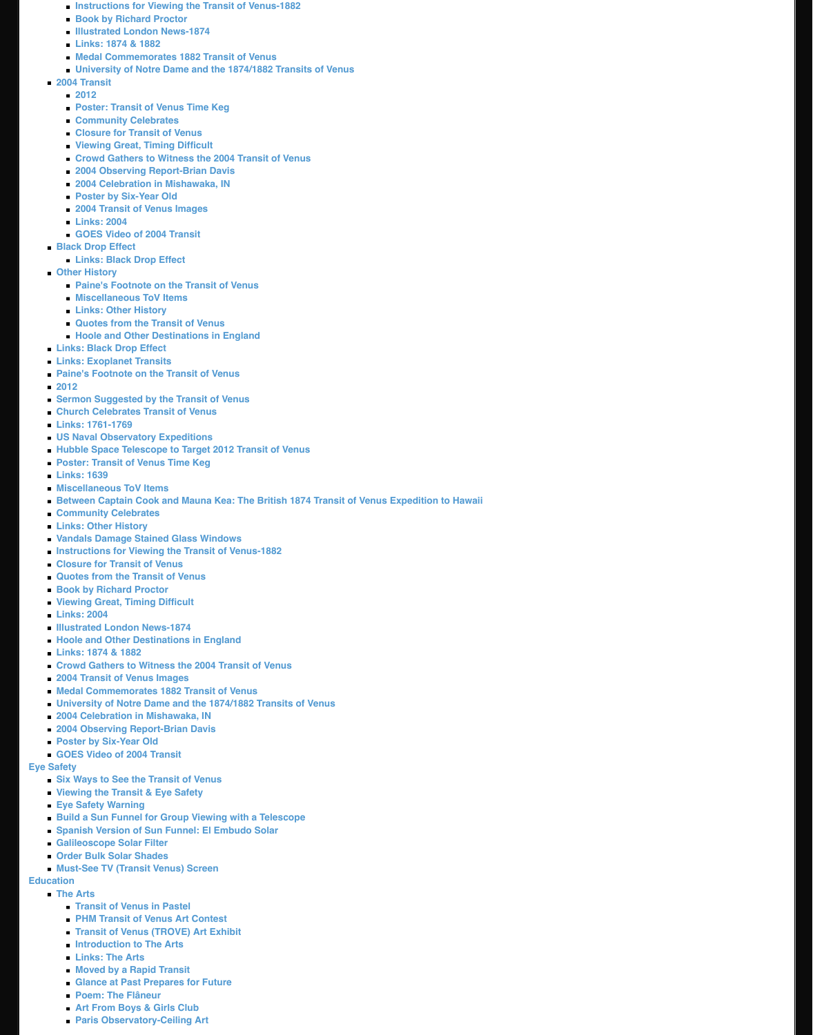- Instructions for Viewing the Transit of Venus-1882
        - Book by Richard Proctor
        - Illustrated London News-1874
        - Links: 1874 & 1882
        - Medal Commemorates 1882 Transit of Venus
        - University of Notre Dame and the 1874/1882 Transits of Venus
    - 2004 Transit
        - 2012
        - Poster: Transit of Venus Time Keg
        - Community Celebrates
        - Closure for Transit of Venus
        - Viewing Great, Timing Difficult
        - Crowd Gathers to Witness the 2004 Transit of Venus
        - 2004 Observing Report-Brian Davis
        - 2004 Celebration in Mishawaka, IN
        - Poster by Six-Year Old
        - 2004 Transit of Venus Images
        - Links: 2004
        - GOES Video of 2004 Transit
    - Black Drop Effect
        - Links: Black Drop Effect
    - Other History
        - Paine's Footnote on the Transit of Venus
        - Miscellaneous ToV Items
        - Links: Other History
        - Quotes from the Transit of Venus
        - Hoole and Other Destinations in England
    - Links: Black Drop Effect
    - Links: Exoplanet Transits
    - Paine's Footnote on the Transit of Venus
    - 2012
    - Sermon Suggested by the Transit of Venus
    - Church Celebrates Transit of Venus
    - Links: 1761-1769
    - US Naval Observatory Expeditions
    - Hubble Space Telescope to Target 2012 Transit of Venus
    - Poster: Transit of Venus Time Keg
    - Links: 1639
    - Miscellaneous ToV Items
    - Between Captain Cook and Mauna Kea: The British 1874 Transit of Venus Expedition to Hawaii
    - Community Celebrates
    - Links: Other History
    - Vandals Damage Stained Glass Windows
    - Instructions for Viewing the Transit of Venus-1882
    - Closure for Transit of Venus
    - Quotes from the Transit of Venus
    - Book by Richard Proctor
    - Viewing Great, Timing Difficult
    - Links: 2004
    - Illustrated London News-1874
    - Hoole and Other Destinations in England
    - Links: 1874 & 1882
    - Crowd Gathers to Witness the 2004 Transit of Venus
    - 2004 Transit of Venus Images
    - Medal Commemorates 1882 Transit of Venus
    - University of Notre Dame and the 1874/1882 Transits of Venus
    - 2004 Celebration in Mishawaka, IN
    - 2004 Observing Report-Brian Davis
    - Poster by Six-Year Old
    - GOES Video of 2004 Transit
- Eye Safety
    - Six Ways to See the Transit of Venus
    - Viewing the Transit & Eye Safety
    - Eye Safety Warning
    - Build a Sun Funnel for Group Viewing with a Telescope
    - Spanish Version of Sun Funnel: El Embudo Solar
    - Galileoscope Solar Filter
    - Order Bulk Solar Shades
    - Must-See TV (Transit Venus) Screen
- Education
    - The Arts
        - Transit of Venus in Pastel
        - PHM Transit of Venus Art Contest
        - Transit of Venus (TROVE) Art Exhibit
        - Introduction to The Arts
        - Links: The Arts
        - Moved by a Rapid Transit
        - Glance at Past Prepares for Future
        - Poem: The Flâneur
        - Art From Boys & Girls Club
        - Paris Observatory-Ceiling Art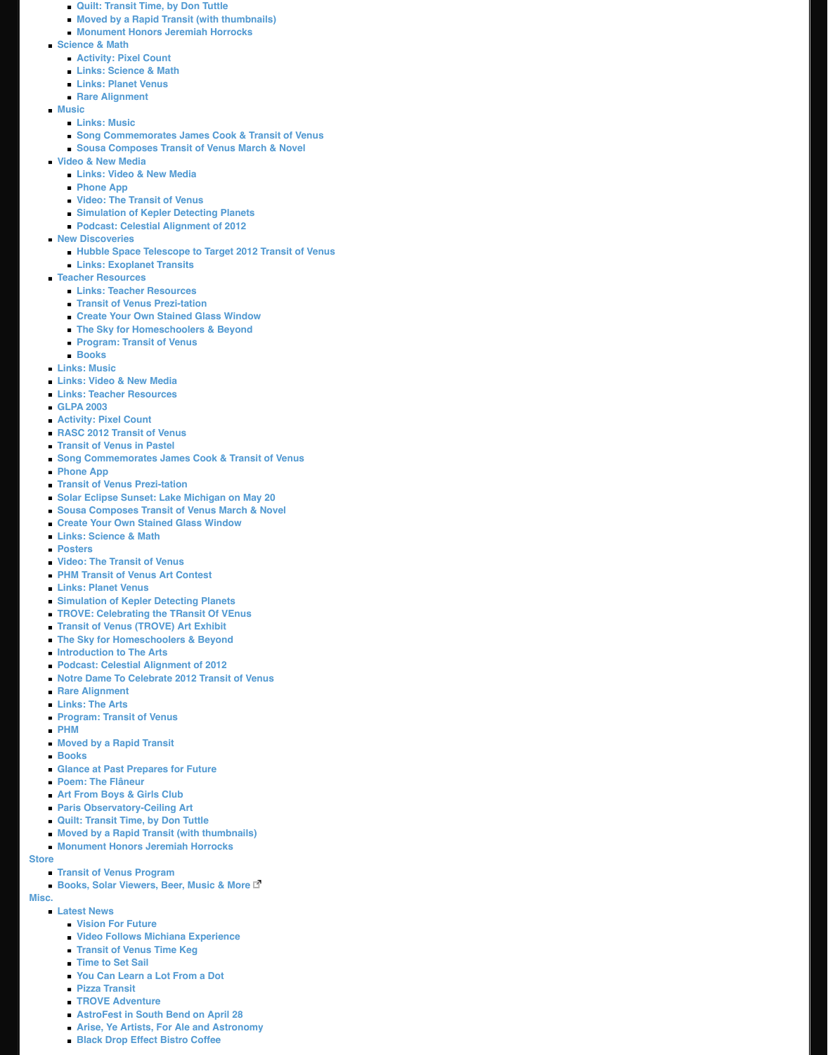- Quilt: Transit Time, by Don Tuttle
    - Moved by a Rapid Transit (with thumbnails)
    - Monument Honors Jeremiah Horrocks
  - Science & Math
    - Activity: Pixel Count
    - Links: Science & Math
    - Links: Planet Venus
    - Rare Alignment
  - Music
    - Links: Music
    - Song Commemorates James Cook & Transit of Venus
    - Sousa Composes Transit of Venus March & Novel
  - Video & New Media
    - Links: Video & New Media
    - Phone App
    - Video: The Transit of Venus
    - Simulation of Kepler Detecting Planets
    - Podcast: Celestial Alignment of 2012
  - New Discoveries
    - Hubble Space Telescope to Target 2012 Transit of Venus
    - Links: Exoplanet Transits
  - Teacher Resources
    - Links: Teacher Resources
    - Transit of Venus Prezi-tation
    - Create Your Own Stained Glass Window
    - The Sky for Homeschoolers & Beyond
    - Program: Transit of Venus
    - Books
  - Links: Music
  - Links: Video & New Media
  - Links: Teacher Resources
  - GLPA 2003
  - Activity: Pixel Count
  - RASC 2012 Transit of Venus
  - Transit of Venus in Pastel
  - Song Commemorates James Cook & Transit of Venus
  - Phone App
  - Transit of Venus Prezi-tation
  - Solar Eclipse Sunset: Lake Michigan on May 20
  - Sousa Composes Transit of Venus March & Novel
  - Create Your Own Stained Glass Window
  - Links: Science & Math
  - Posters
  - Video: The Transit of Venus
  - PHM Transit of Venus Art Contest
  - Links: Planet Venus
  - Simulation of Kepler Detecting Planets
  - TROVE: Celebrating the TRansit Of VEnus
  - Transit of Venus (TROVE) Art Exhibit
  - The Sky for Homeschoolers & Beyond
  - Introduction to The Arts
  - Podcast: Celestial Alignment of 2012
  - Notre Dame To Celebrate 2012 Transit of Venus
  - Rare Alignment
  - Links: The Arts
  - Program: Transit of Venus
  - PHM
  - Moved by a Rapid Transit
  - Books
  - Glance at Past Prepares for Future
  - Poem: The Flâneur
  - Art From Boys & Girls Club
  - Paris Observatory-Ceiling Art
  - Quilt: Transit Time, by Don Tuttle
  - Moved by a Rapid Transit (with thumbnails)
  - Monument Honors Jeremiah Horrocks
- Store
  - Transit of Venus Program
  - Books, Solar Viewers, Beer, Music & More
- Misc.
  - Latest News
    - Vision For Future
    - Video Follows Michiana Experience
    - Transit of Venus Time Keg
    - Time to Set Sail
    - You Can Learn a Lot From a Dot
    - Pizza Transit
    - TROVE Adventure
    - AstroFest in South Bend on April 28
    - Arise, Ye Artists, For Ale and Astronomy
    - Black Drop Effect Bistro Coffee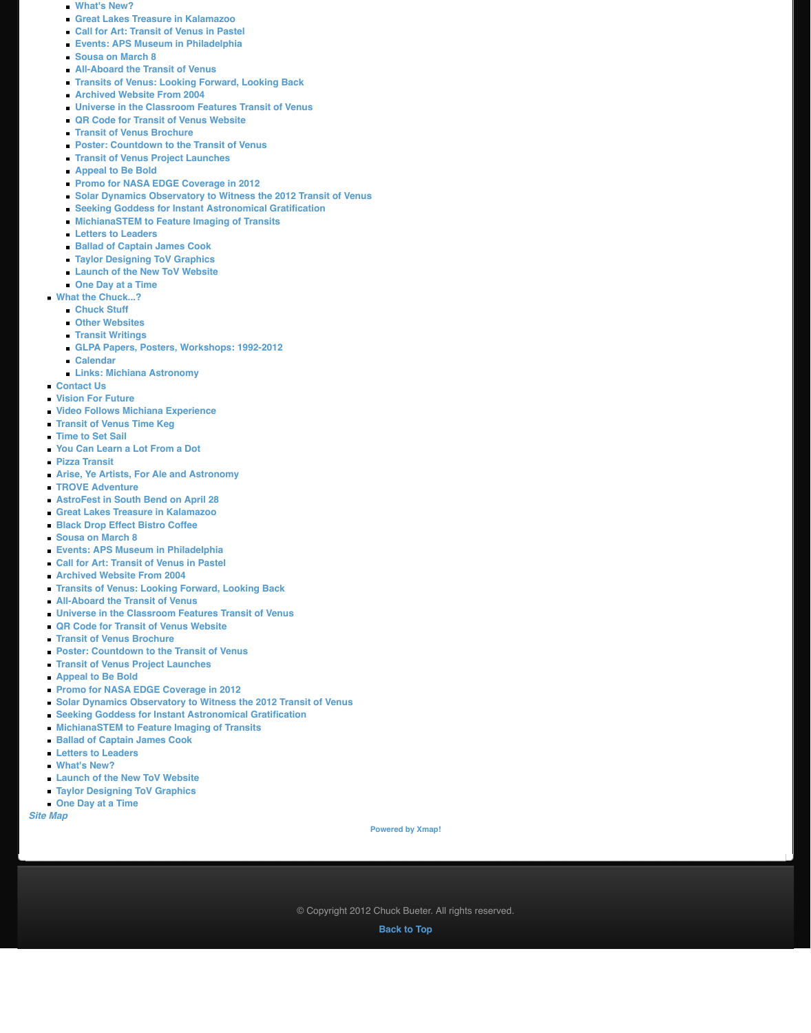- What's New?
  - Great Lakes Treasure in Kalamazoo
  - Call for Art: Transit of Venus in Pastel
  - Events: APS Museum in Philadelphia
  - Sousa on March 8
  - All-Aboard the Transit of Venus
  - Transits of Venus: Looking Forward, Looking Back
  - Archived Website From 2004
  - Universe in the Classroom Features Transit of Venus
  - QR Code for Transit of Venus Website
  - Transit of Venus Brochure
  - Poster: Countdown to the Transit of Venus
  - Transit of Venus Project Launches
  - Appeal to Be Bold
  - Promo for NASA EDGE Coverage in 2012
  - Solar Dynamics Observatory to Witness the 2012 Transit of Venus
  - Seeking Goddess for Instant Astronomical Gratification
  - MichianaSTEM to Feature Imaging of Transits
  - Letters to Leaders
  - Ballad of Captain James Cook
  - Taylor Designing ToV Graphics
  - Launch of the New ToV Website
  - One Day at a Time
- What the Chuck...?
  - Chuck Stuff
  - Other Websites
  - Transit Writings
  - GLPA Papers, Posters, Workshops: 1992-2012
  - Calendar
  - Links: Michiana Astronomy
- Contact Us
- Vision For Future
- Video Follows Michiana Experience
- Transit of Venus Time Keg
- Time to Set Sail
- You Can Learn a Lot From a Dot
- Pizza Transit
- Arise, Ye Artists, For Ale and Astronomy
- TROVE Adventure
- AstroFest in South Bend on April 28
- Great Lakes Treasure in Kalamazoo
- Black Drop Effect Bistro Coffee
- Sousa on March 8
- Events: APS Museum in Philadelphia
- Call for Art: Transit of Venus in Pastel
- Archived Website From 2004
- Transits of Venus: Looking Forward, Looking Back
- All-Aboard the Transit of Venus
- Universe in the Classroom Features Transit of Venus
- QR Code for Transit of Venus Website
- Transit of Venus Brochure
- Poster: Countdown to the Transit of Venus
- Transit of Venus Project Launches
- Appeal to Be Bold
- Promo for NASA EDGE Coverage in 2012
- Solar Dynamics Observatory to Witness the 2012 Transit of Venus
- Seeking Goddess for Instant Astronomical Gratification
- MichianaSTEM to Feature Imaging of Transits
- Ballad of Captain James Cook
- Letters to Leaders
- What's New?
- Launch of the New ToV Website
- Taylor Designing ToV Graphics
- One Day at a Time

*Site Map*

Powered by Xmap!

© Copyright 2012 Chuck Bueter. All rights reserved.

Back to Top